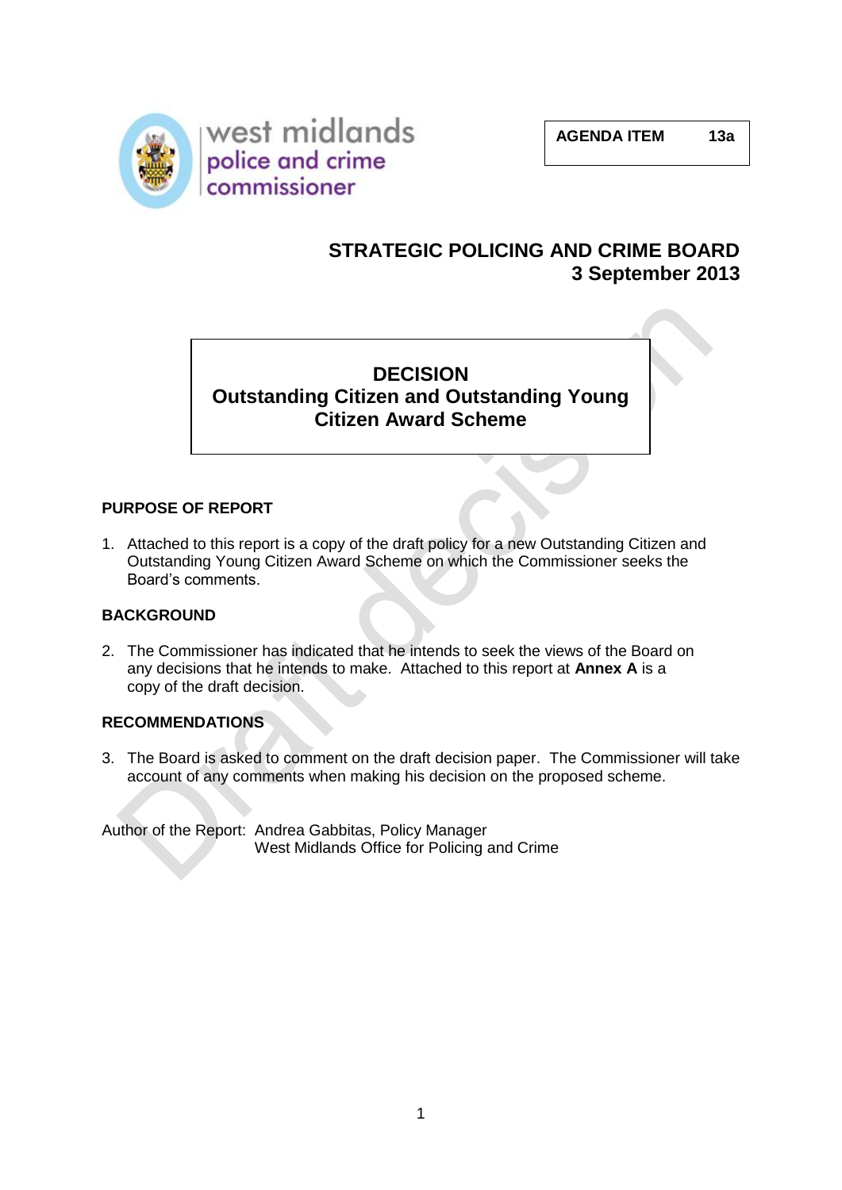west midlands police and crime commissioner

| AGENDA ITEM | 13a |
|---|---|

# STRATEGIC POLICING AND CRIME BOARD
# 3 September 2013

## DECISION
## Outstanding Citizen and Outstanding Young Citizen Award Scheme

### PURPOSE OF REPORT

1. Attached to this report is a copy of the draft policy for a new Outstanding Citizen and Outstanding Young Citizen Award Scheme on which the Commissioner seeks the Board's comments.

### BACKGROUND

2. The Commissioner has indicated that he intends to seek the views of the Board on any decisions that he intends to make. Attached to this report at **Annex A** is a copy of the draft decision.

### RECOMMENDATIONS

3. The Board is asked to comment on the draft decision paper. The Commissioner will take account of any comments when making his decision on the proposed scheme.

Author of the Report: Andrea Gabbitas, Policy Manager
West Midlands Office for Policing and Crime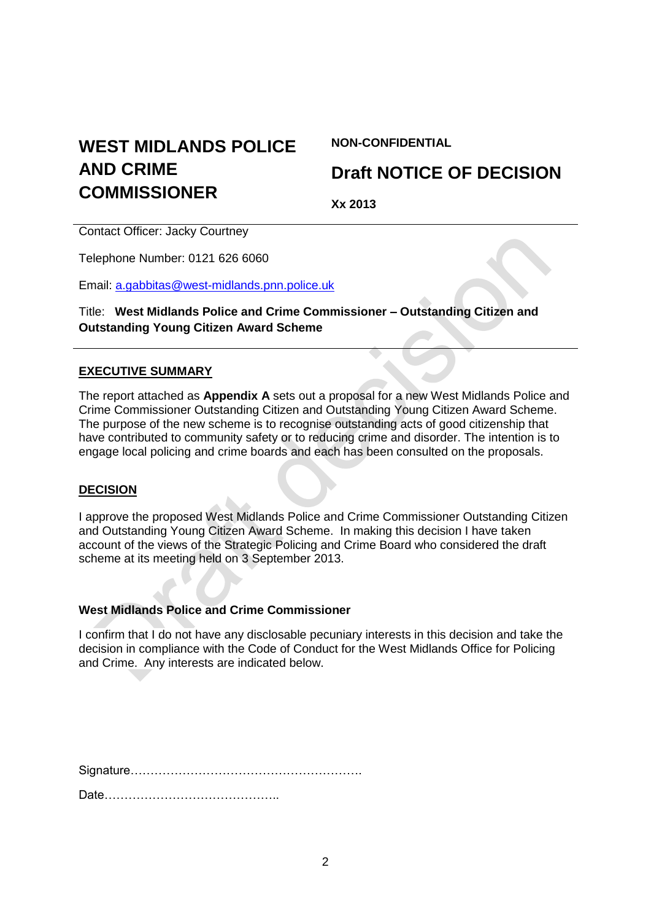# WEST MIDLANDS POLICE AND CRIME COMMISSIONER

**NON-CONFIDENTIAL**

## Draft NOTICE OF DECISION

**Xx 2013**

---

Contact Officer: Jacky Courtney

Telephone Number: 0121 626 6060

Email: a.gabbitas@west-midlands.pnn.police.uk

Title: **West Midlands Police and Crime Commissioner – Outstanding Citizen and Outstanding Young Citizen Award Scheme**

---

**EXECUTIVE SUMMARY**

The report attached as **Appendix A** sets out a proposal for a new West Midlands Police and Crime Commissioner Outstanding Citizen and Outstanding Young Citizen Award Scheme. The purpose of the new scheme is to recognise outstanding acts of good citizenship that have contributed to community safety or to reducing crime and disorder. The intention is to engage local policing and crime boards and each has been consulted on the proposals.

**DECISION**

I approve the proposed West Midlands Police and Crime Commissioner Outstanding Citizen and Outstanding Young Citizen Award Scheme. In making this decision I have taken account of the views of the Strategic Policing and Crime Board who considered the draft scheme at its meeting held on 3 September 2013.

**West Midlands Police and Crime Commissioner**

I confirm that I do not have any disclosable pecuniary interests in this decision and take the decision in compliance with the Code of Conduct for the West Midlands Office for Policing and Crime. Any interests are indicated below.

Signature………………………………………………….

Date……………………………………..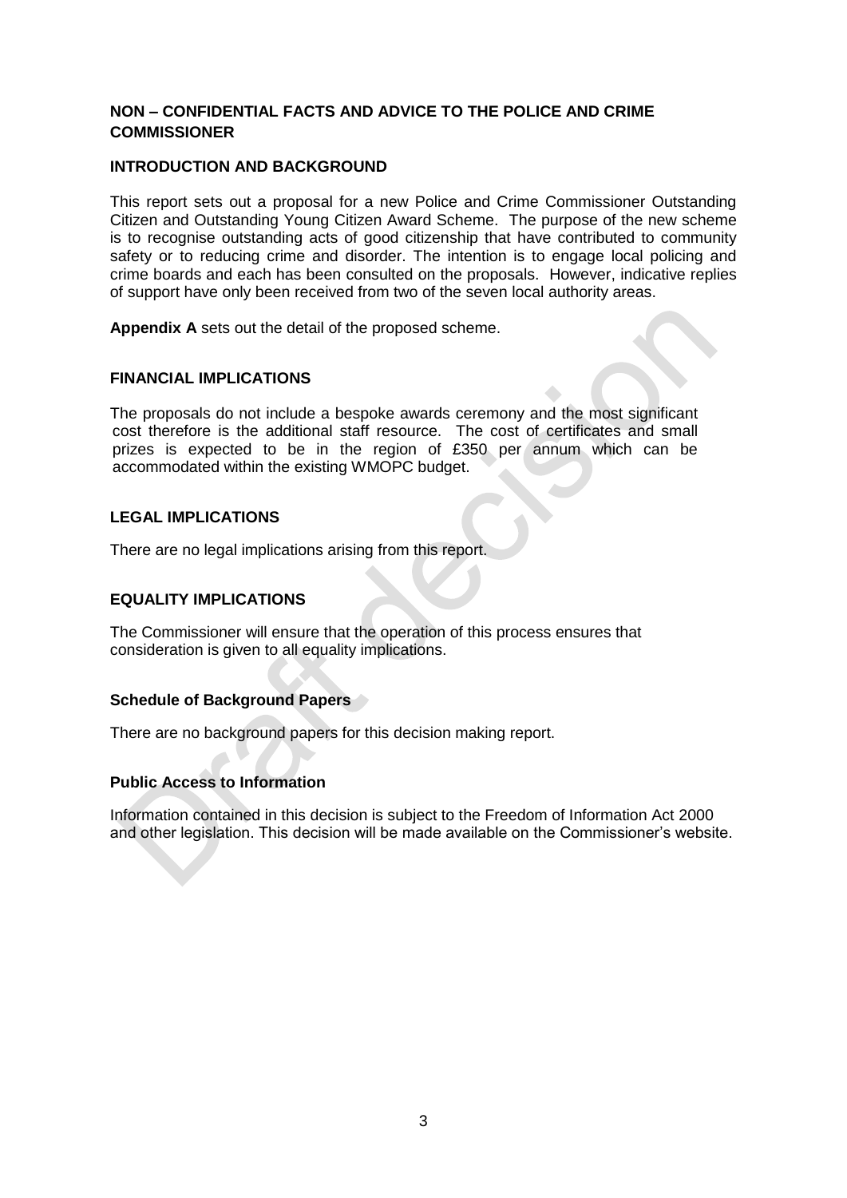## NON – CONFIDENTIAL FACTS AND ADVICE TO THE POLICE AND CRIME COMMISSIONER

### INTRODUCTION AND BACKGROUND

This report sets out a proposal for a new Police and Crime Commissioner Outstanding Citizen and Outstanding Young Citizen Award Scheme. The purpose of the new scheme is to recognise outstanding acts of good citizenship that have contributed to community safety or to reducing crime and disorder. The intention is to engage local policing and crime boards and each has been consulted on the proposals. However, indicative replies of support have only been received from two of the seven local authority areas.

**Appendix A** sets out the detail of the proposed scheme.

### FINANCIAL IMPLICATIONS

The proposals do not include a bespoke awards ceremony and the most significant cost therefore is the additional staff resource. The cost of certificates and small prizes is expected to be in the region of £350 per annum which can be accommodated within the existing WMOPC budget.

### LEGAL IMPLICATIONS

There are no legal implications arising from this report.

### EQUALITY IMPLICATIONS

The Commissioner will ensure that the operation of this process ensures that consideration is given to all equality implications.

### Schedule of Background Papers

There are no background papers for this decision making report.

### Public Access to Information

Information contained in this decision is subject to the Freedom of Information Act 2000 and other legislation. This decision will be made available on the Commissioner's website.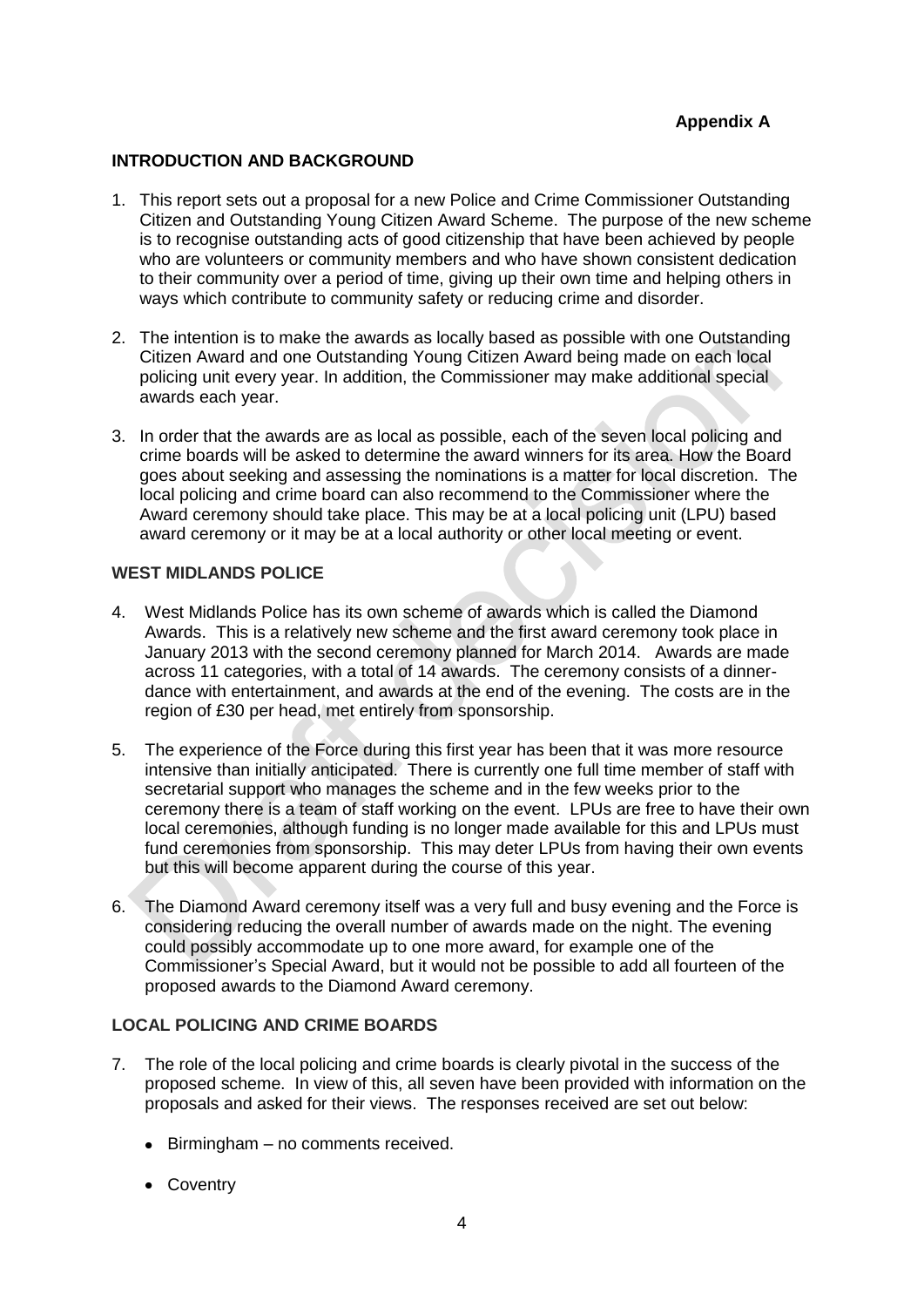**Appendix A**

## INTRODUCTION AND BACKGROUND

1. This report sets out a proposal for a new Police and Crime Commissioner Outstanding Citizen and Outstanding Young Citizen Award Scheme. The purpose of the new scheme is to recognise outstanding acts of good citizenship that have been achieved by people who are volunteers or community members and who have shown consistent dedication to their community over a period of time, giving up their own time and helping others in ways which contribute to community safety or reducing crime and disorder.

2. The intention is to make the awards as locally based as possible with one Outstanding Citizen Award and one Outstanding Young Citizen Award being made on each local policing unit every year. In addition, the Commissioner may make additional special awards each year.

3. In order that the awards are as local as possible, each of the seven local policing and crime boards will be asked to determine the award winners for its area. How the Board goes about seeking and assessing the nominations is a matter for local discretion. The local policing and crime board can also recommend to the Commissioner where the Award ceremony should take place. This may be at a local policing unit (LPU) based award ceremony or it may be at a local authority or other local meeting or event.

## WEST MIDLANDS POLICE

4. West Midlands Police has its own scheme of awards which is called the Diamond Awards. This is a relatively new scheme and the first award ceremony took place in January 2013 with the second ceremony planned for March 2014. Awards are made across 11 categories, with a total of 14 awards. The ceremony consists of a dinner-dance with entertainment, and awards at the end of the evening. The costs are in the region of £30 per head, met entirely from sponsorship.

5. The experience of the Force during this first year has been that it was more resource intensive than initially anticipated. There is currently one full time member of staff with secretarial support who manages the scheme and in the few weeks prior to the ceremony there is a team of staff working on the event. LPUs are free to have their own local ceremonies, although funding is no longer made available for this and LPUs must fund ceremonies from sponsorship. This may deter LPUs from having their own events but this will become apparent during the course of this year.

6. The Diamond Award ceremony itself was a very full and busy evening and the Force is considering reducing the overall number of awards made on the night. The evening could possibly accommodate up to one more award, for example one of the Commissioner's Special Award, but it would not be possible to add all fourteen of the proposed awards to the Diamond Award ceremony.

## LOCAL POLICING AND CRIME BOARDS

7. The role of the local policing and crime boards is clearly pivotal in the success of the proposed scheme. In view of this, all seven have been provided with information on the proposals and asked for their views. The responses received are set out below:

   - Birmingham – no comments received.
   - Coventry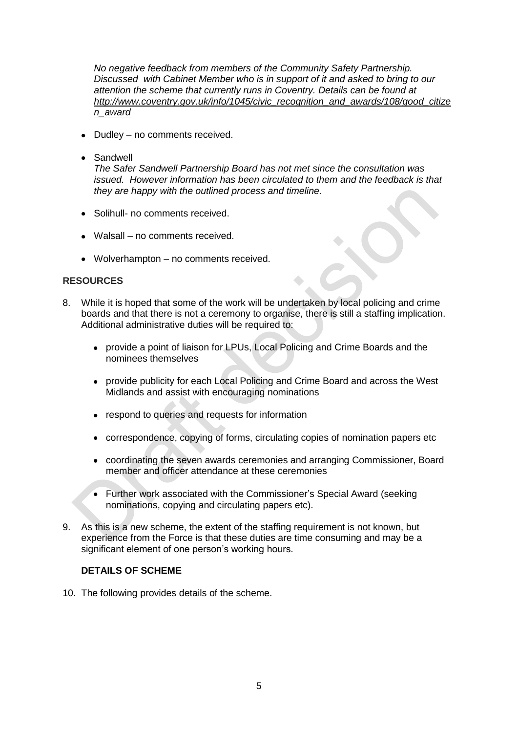*No negative feedback from members of the Community Safety Partnership. Discussed with Cabinet Member who is in support of it and asked to bring to our attention the scheme that currently runs in Coventry. Details can be found at [http://www.coventry.gov.uk/info/1045/civic_recognition_and_awards/108/good_citizen_award](http://www.coventry.gov.uk/info/1045/civic_recognition_and_awards/108/good_citizen_award)*

- Dudley – no comments received.
- Sandwell
  *The Safer Sandwell Partnership Board has not met since the consultation was issued. However information has been circulated to them and the feedback is that they are happy with the outlined process and timeline.*
- Solihull- no comments received.
- Walsall – no comments received.
- Wolverhampton – no comments received.

## RESOURCES

8. While it is hoped that some of the work will be undertaken by local policing and crime boards and that there is not a ceremony to organise, there is still a staffing implication. Additional administrative duties will be required to:

   - provide a point of liaison for LPUs, Local Policing and Crime Boards and the nominees themselves
   - provide publicity for each Local Policing and Crime Board and across the West Midlands and assist with encouraging nominations
   - respond to queries and requests for information
   - correspondence, copying of forms, circulating copies of nomination papers etc
   - coordinating the seven awards ceremonies and arranging Commissioner, Board member and officer attendance at these ceremonies
   - Further work associated with the Commissioner's Special Award (seeking nominations, copying and circulating papers etc).

9. As this is a new scheme, the extent of the staffing requirement is not known, but experience from the Force is that these duties are time consuming and may be a significant element of one person's working hours.

## DETAILS OF SCHEME

10. The following provides details of the scheme.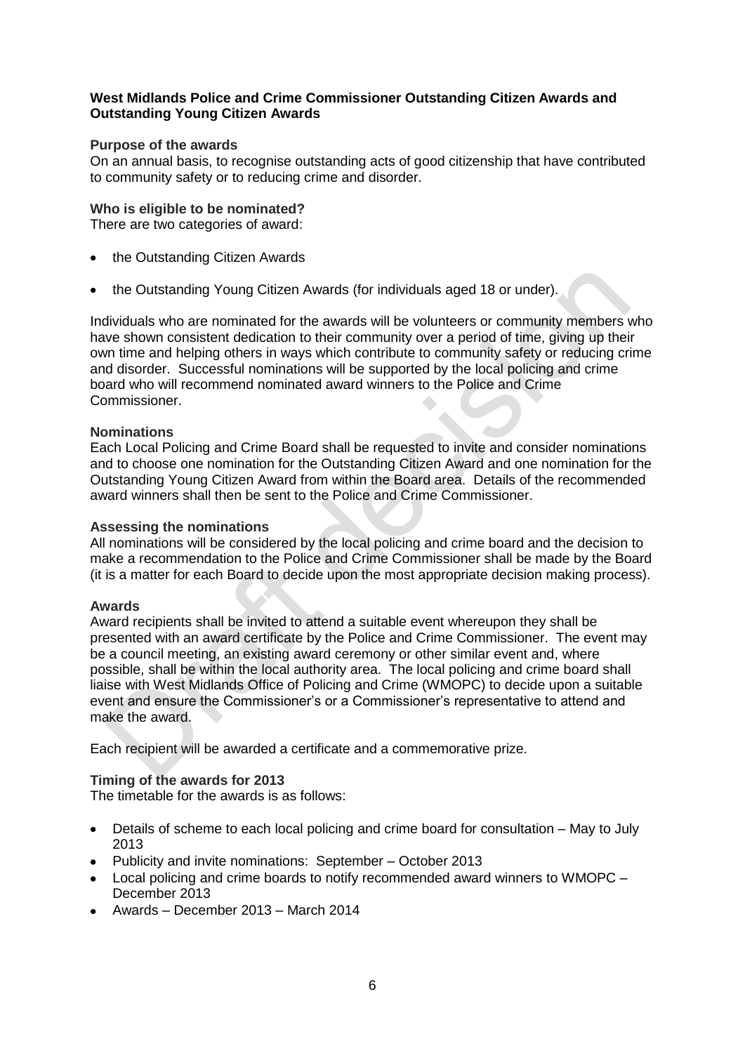**West Midlands Police and Crime Commissioner Outstanding Citizen Awards and Outstanding Young Citizen Awards**

**Purpose of the awards**

On an annual basis, to recognise outstanding acts of good citizenship that have contributed to community safety or to reducing crime and disorder.

**Who is eligible to be nominated?**

There are two categories of award:

- the Outstanding Citizen Awards
- the Outstanding Young Citizen Awards (for individuals aged 18 or under).

Individuals who are nominated for the awards will be volunteers or community members who have shown consistent dedication to their community over a period of time, giving up their own time and helping others in ways which contribute to community safety or reducing crime and disorder. Successful nominations will be supported by the local policing and crime board who will recommend nominated award winners to the Police and Crime Commissioner.

**Nominations**

Each Local Policing and Crime Board shall be requested to invite and consider nominations and to choose one nomination for the Outstanding Citizen Award and one nomination for the Outstanding Young Citizen Award from within the Board area. Details of the recommended award winners shall then be sent to the Police and Crime Commissioner.

**Assessing the nominations**

All nominations will be considered by the local policing and crime board and the decision to make a recommendation to the Police and Crime Commissioner shall be made by the Board (it is a matter for each Board to decide upon the most appropriate decision making process).

**Awards**

Award recipients shall be invited to attend a suitable event whereupon they shall be presented with an award certificate by the Police and Crime Commissioner. The event may be a council meeting, an existing award ceremony or other similar event and, where possible, shall be within the local authority area. The local policing and crime board shall liaise with West Midlands Office of Policing and Crime (WMOPC) to decide upon a suitable event and ensure the Commissioner's or a Commissioner's representative to attend and make the award.

Each recipient will be awarded a certificate and a commemorative prize.

**Timing of the awards for 2013**

The timetable for the awards is as follows:

- Details of scheme to each local policing and crime board for consultation – May to July 2013
- Publicity and invite nominations: September – October 2013
- Local policing and crime boards to notify recommended award winners to WMOPC – December 2013
- Awards – December 2013 – March 2014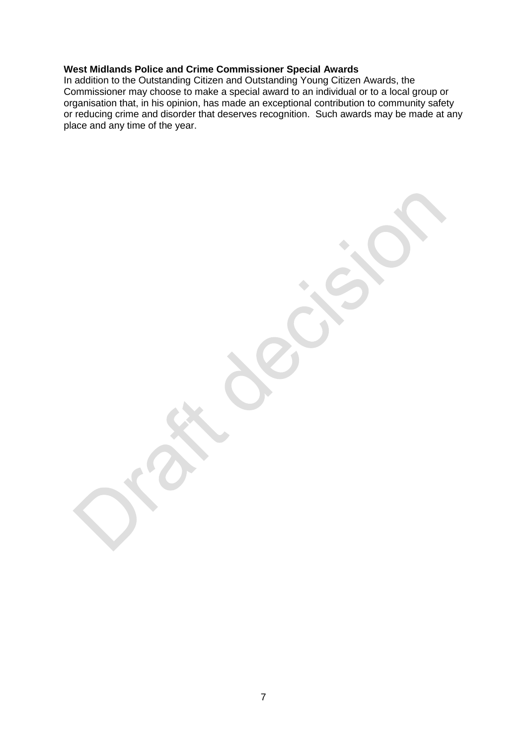**West Midlands Police and Crime Commissioner Special Awards**

In addition to the Outstanding Citizen and Outstanding Young Citizen Awards, the Commissioner may choose to make a special award to an individual or to a local group or organisation that, in his opinion, has made an exceptional contribution to community safety or reducing crime and disorder that deserves recognition. Such awards may be made at any place and any time of the year.